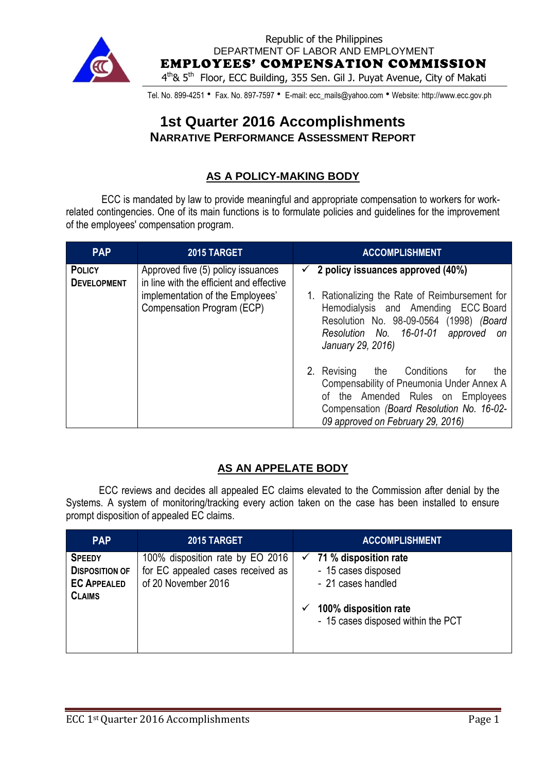Republic of the Philippines
DEPARTMENT OF LABOR AND EMPLOYMENT
**EMPLOYEES' COMPENSATION COMMISSION**
4th& 5th Floor, ECC Building, 355 Sen. Gil J. Puyat Avenue, City of Makati

Tel. No. 899-4251 • Fax. No. 897-7597 • E-mail: ecc_mails@yahoo.com • Website: http://www.ecc.gov.ph

# 1st Quarter 2016 Accomplishments

## NARRATIVE PERFORMANCE ASSESSMENT REPORT

### AS A POLICY-MAKING BODY

ECC is mandated by law to provide meaningful and appropriate compensation to workers for work-related contingencies. One of its main functions is to formulate policies and guidelines for the improvement of the employees' compensation program.

| PAP | 2015 TARGET | ACCOMPLISHMENT |
|---|---|---|
| **POLICY DEVELOPMENT** | Approved five (5) policy issuances in line with the efficient and effective implementation of the Employees' Compensation Program (ECP) | ✓ **2 policy issuances approved (40%)**<br>1. Rationalizing the Rate of Reimbursement for Hemodialysis and Amending ECC Board Resolution No. 98-09-0564 (1998) *(Board Resolution No. 16-01-01 approved on January 29, 2016)*<br>2. Revising the Conditions for the Compensability of Pneumonia Under Annex A of the Amended Rules on Employees Compensation *(Board Resolution No. 16-02-09 approved on February 29, 2016)* |

### AS AN APPELATE BODY

ECC reviews and decides all appealed EC claims elevated to the Commission after denial by the Systems. A system of monitoring/tracking every action taken on the case has been installed to ensure prompt disposition of appealed EC claims.

| PAP | 2015 TARGET | ACCOMPLISHMENT |
|---|---|---|
| **SPEEDY DISPOSITION OF EC APPEALED CLAIMS** | 100% disposition rate by EO 2016 for EC appealed cases received as of 20 November 2016 | ✓ **71 % disposition rate**<br>- 15 cases disposed<br>- 21 cases handled<br>✓ **100% disposition rate**<br>- 15 cases disposed within the PCT |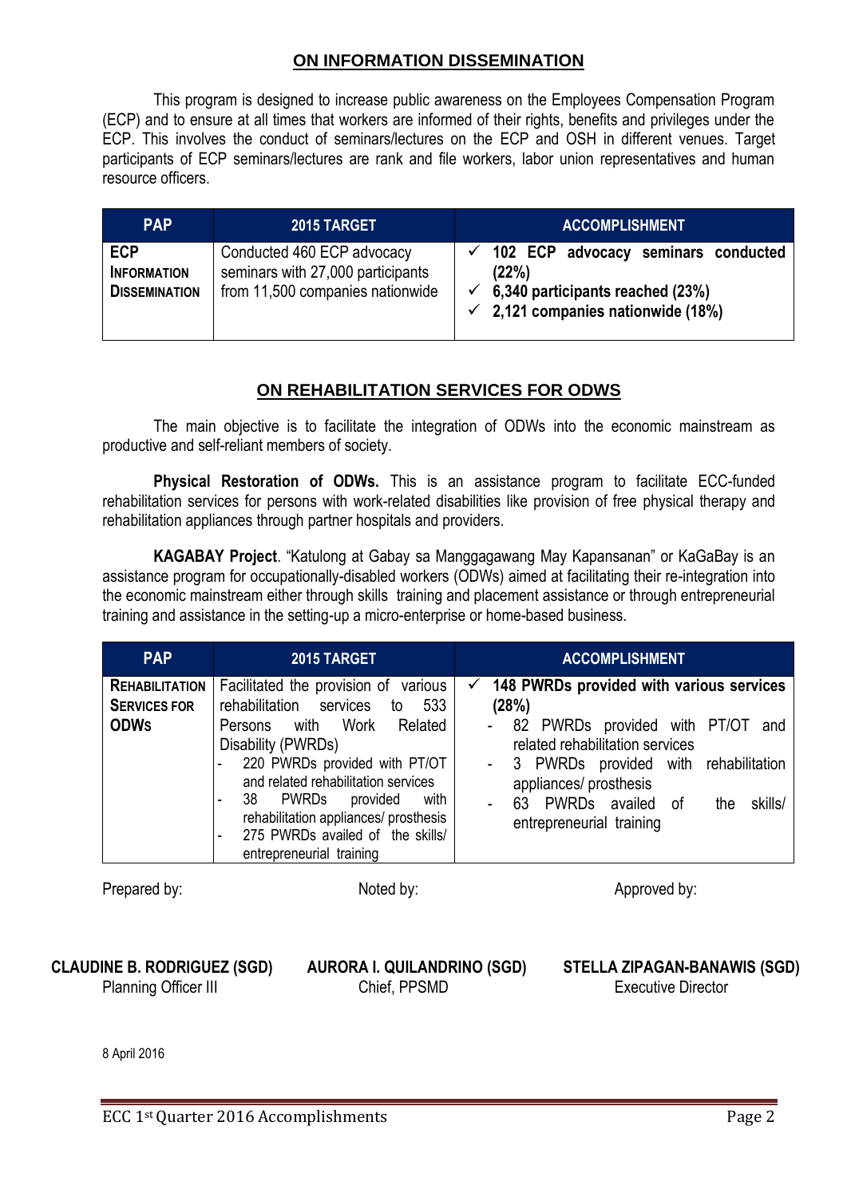## ON INFORMATION DISSEMINATION

This program is designed to increase public awareness on the Employees Compensation Program (ECP) and to ensure at all times that workers are informed of their rights, benefits and privileges under the ECP. This involves the conduct of seminars/lectures on the ECP and OSH in different venues. Target participants of ECP seminars/lectures are rank and file workers, labor union representatives and human resource officers.

| PAP | 2015 TARGET | ACCOMPLISHMENT |
|---|---|---|
| **ECP INFORMATION DISSEMINATION** | Conducted 460 ECP advocacy seminars with 27,000 participants from 11,500 companies nationwide | ✓ **102 ECP advocacy seminars conducted (22%)**<br>✓ **6,340 participants reached (23%)**<br>✓ **2,121 companies nationwide (18%)** |

## ON REHABILITATION SERVICES FOR ODWS

The main objective is to facilitate the integration of ODWs into the economic mainstream as productive and self-reliant members of society.

**Physical Restoration of ODWs.** This is an assistance program to facilitate ECC-funded rehabilitation services for persons with work-related disabilities like provision of free physical therapy and rehabilitation appliances through partner hospitals and providers.

**KAGABAY Project**. "Katulong at Gabay sa Manggagawang May Kapansanan" or KaGaBay is an assistance program for occupationally-disabled workers (ODWs) aimed at facilitating their re-integration into the economic mainstream either through skills training and placement assistance or through entrepreneurial training and assistance in the setting-up a micro-enterprise or home-based business.

| PAP | 2015 TARGET | ACCOMPLISHMENT |
|---|---|---|
| **REHABILITATION SERVICES FOR ODWs** | Facilitated the provision of various rehabilitation services to 533 Persons with Work Related Disability (PWRDs)<br>- 220 PWRDs provided with PT/OT and related rehabilitation services<br>- 38 PWRDs provided with rehabilitation appliances/ prosthesis<br>- 275 PWRDs availed of the skills/ entrepreneurial training | ✓ **148 PWRDs provided with various services (28%)**<br>- 82 PWRDs provided with PT/OT and related rehabilitation services<br>- 3 PWRDs provided with rehabilitation appliances/ prosthesis<br>- 63 PWRDs availed of the skills/ entrepreneurial training |

Prepared by: Noted by: Approved by:

**CLAUDINE B. RODRIGUEZ (SGD)**
Planning Officer III

**AURORA I. QUILANDRINO (SGD)**
Chief, PPSMD

**STELLA ZIPAGAN-BANAWIS (SGD)**
Executive Director

8 April 2016